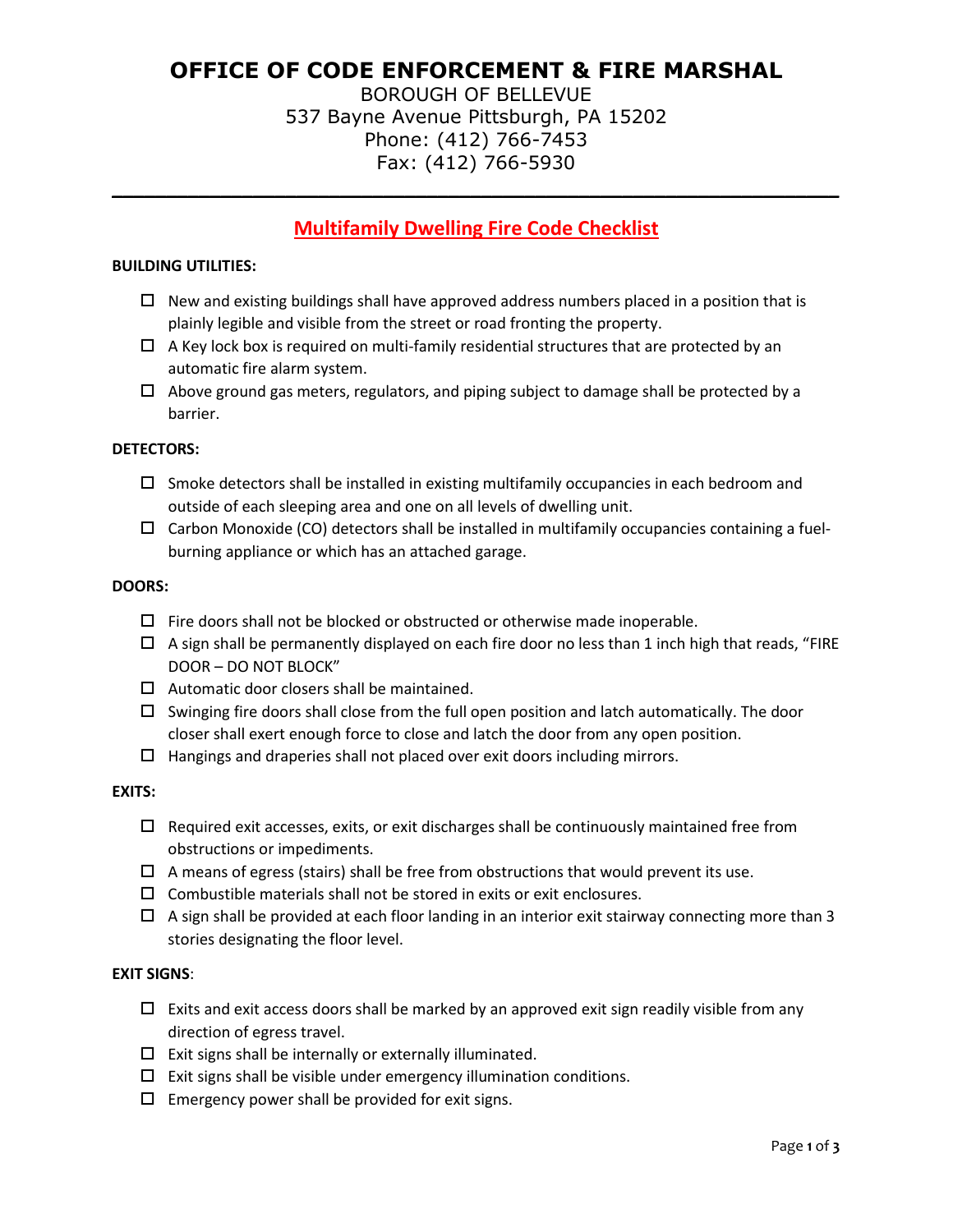# OFFICE OF CODE ENFORCEMENT & FIRE MARSHAL

BOROUGH OF BELLEVUE
537 Bayne Avenue Pittsburgh, PA 15202
Phone: (412) 766-7453
Fax: (412) 766-5930

---

## Multifamily Dwelling Fire Code Checklist

**BUILDING UTILITIES:**

- ☐ New and existing buildings shall have approved address numbers placed in a position that is plainly legible and visible from the street or road fronting the property.
- ☐ A Key lock box is required on multi-family residential structures that are protected by an automatic fire alarm system.
- ☐ Above ground gas meters, regulators, and piping subject to damage shall be protected by a barrier.

**DETECTORS:**

- ☐ Smoke detectors shall be installed in existing multifamily occupancies in each bedroom and outside of each sleeping area and one on all levels of dwelling unit.
- ☐ Carbon Monoxide (CO) detectors shall be installed in multifamily occupancies containing a fuel-burning appliance or which has an attached garage.

**DOORS:**

- ☐ Fire doors shall not be blocked or obstructed or otherwise made inoperable.
- ☐ A sign shall be permanently displayed on each fire door no less than 1 inch high that reads, "FIRE DOOR – DO NOT BLOCK"
- ☐ Automatic door closers shall be maintained.
- ☐ Swinging fire doors shall close from the full open position and latch automatically. The door closer shall exert enough force to close and latch the door from any open position.
- ☐ Hangings and draperies shall not placed over exit doors including mirrors.

**EXITS:**

- ☐ Required exit accesses, exits, or exit discharges shall be continuously maintained free from obstructions or impediments.
- ☐ A means of egress (stairs) shall be free from obstructions that would prevent its use.
- ☐ Combustible materials shall not be stored in exits or exit enclosures.
- ☐ A sign shall be provided at each floor landing in an interior exit stairway connecting more than 3 stories designating the floor level.

**EXIT SIGNS**:

- ☐ Exits and exit access doors shall be marked by an approved exit sign readily visible from any direction of egress travel.
- ☐ Exit signs shall be internally or externally illuminated.
- ☐ Exit signs shall be visible under emergency illumination conditions.
- ☐ Emergency power shall be provided for exit signs.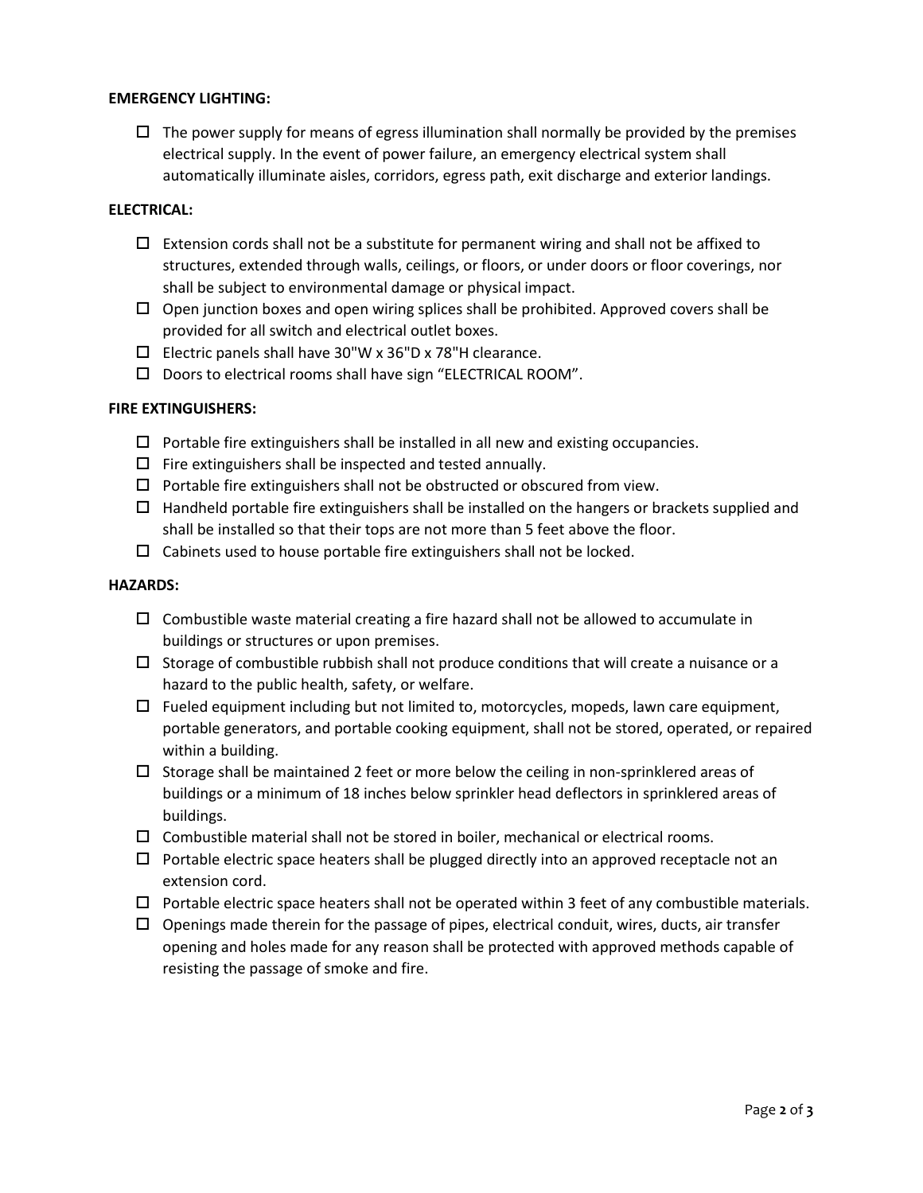**EMERGENCY LIGHTING:**

- ☐ The power supply for means of egress illumination shall normally be provided by the premises electrical supply. In the event of power failure, an emergency electrical system shall automatically illuminate aisles, corridors, egress path, exit discharge and exterior landings.

**ELECTRICAL:**

- ☐ Extension cords shall not be a substitute for permanent wiring and shall not be affixed to structures, extended through walls, ceilings, or floors, or under doors or floor coverings, nor shall be subject to environmental damage or physical impact.
- ☐ Open junction boxes and open wiring splices shall be prohibited. Approved covers shall be provided for all switch and electrical outlet boxes.
- ☐ Electric panels shall have 30"W x 36"D x 78"H clearance.
- ☐ Doors to electrical rooms shall have sign "ELECTRICAL ROOM".

**FIRE EXTINGUISHERS:**

- ☐ Portable fire extinguishers shall be installed in all new and existing occupancies.
- ☐ Fire extinguishers shall be inspected and tested annually.
- ☐ Portable fire extinguishers shall not be obstructed or obscured from view.
- ☐ Handheld portable fire extinguishers shall be installed on the hangers or brackets supplied and shall be installed so that their tops are not more than 5 feet above the floor.
- ☐ Cabinets used to house portable fire extinguishers shall not be locked.

**HAZARDS:**

- ☐ Combustible waste material creating a fire hazard shall not be allowed to accumulate in buildings or structures or upon premises.
- ☐ Storage of combustible rubbish shall not produce conditions that will create a nuisance or a hazard to the public health, safety, or welfare.
- ☐ Fueled equipment including but not limited to, motorcycles, mopeds, lawn care equipment, portable generators, and portable cooking equipment, shall not be stored, operated, or repaired within a building.
- ☐ Storage shall be maintained 2 feet or more below the ceiling in non-sprinklered areas of buildings or a minimum of 18 inches below sprinkler head deflectors in sprinklered areas of buildings.
- ☐ Combustible material shall not be stored in boiler, mechanical or electrical rooms.
- ☐ Portable electric space heaters shall be plugged directly into an approved receptacle not an extension cord.
- ☐ Portable electric space heaters shall not be operated within 3 feet of any combustible materials.
- ☐ Openings made therein for the passage of pipes, electrical conduit, wires, ducts, air transfer opening and holes made for any reason shall be protected with approved methods capable of resisting the passage of smoke and fire.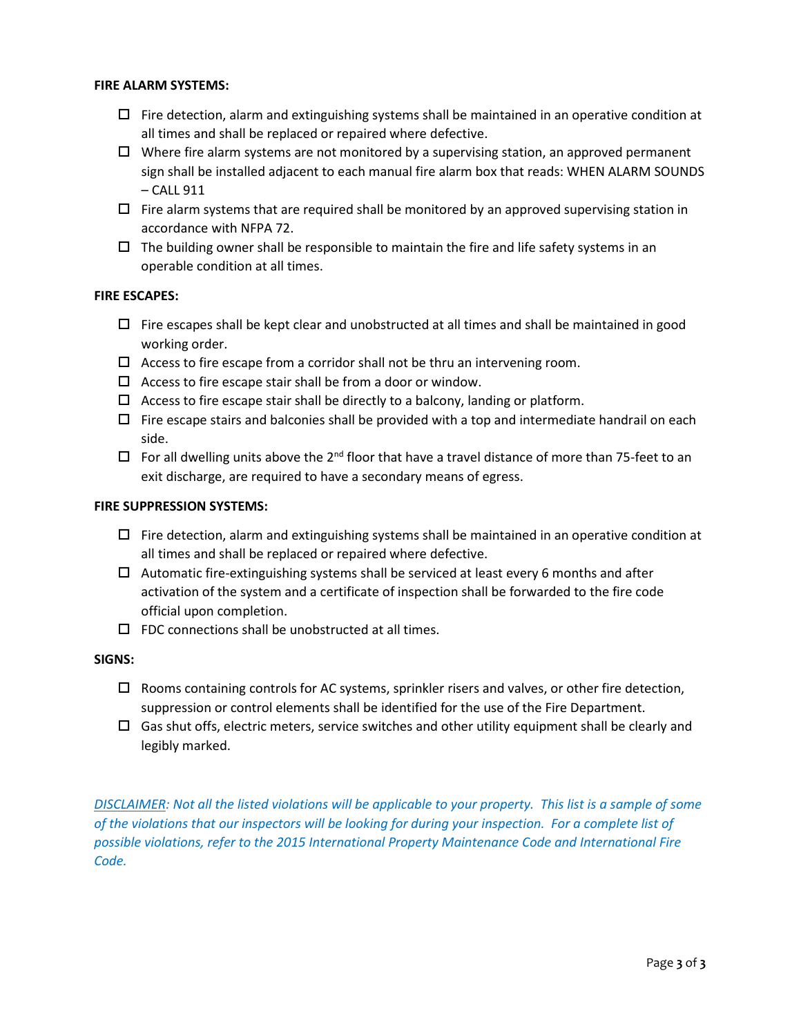**FIRE ALARM SYSTEMS:**

- ☐ Fire detection, alarm and extinguishing systems shall be maintained in an operative condition at all times and shall be replaced or repaired where defective.
- ☐ Where fire alarm systems are not monitored by a supervising station, an approved permanent sign shall be installed adjacent to each manual fire alarm box that reads: WHEN ALARM SOUNDS – CALL 911
- ☐ Fire alarm systems that are required shall be monitored by an approved supervising station in accordance with NFPA 72.
- ☐ The building owner shall be responsible to maintain the fire and life safety systems in an operable condition at all times.

**FIRE ESCAPES:**

- ☐ Fire escapes shall be kept clear and unobstructed at all times and shall be maintained in good working order.
- ☐ Access to fire escape from a corridor shall not be thru an intervening room.
- ☐ Access to fire escape stair shall be from a door or window.
- ☐ Access to fire escape stair shall be directly to a balcony, landing or platform.
- ☐ Fire escape stairs and balconies shall be provided with a top and intermediate handrail on each side.
- ☐ For all dwelling units above the 2nd floor that have a travel distance of more than 75-feet to an exit discharge, are required to have a secondary means of egress.

**FIRE SUPPRESSION SYSTEMS:**

- ☐ Fire detection, alarm and extinguishing systems shall be maintained in an operative condition at all times and shall be replaced or repaired where defective.
- ☐ Automatic fire-extinguishing systems shall be serviced at least every 6 months and after activation of the system and a certificate of inspection shall be forwarded to the fire code official upon completion.
- ☐ FDC connections shall be unobstructed at all times.

**SIGNS:**

- ☐ Rooms containing controls for AC systems, sprinkler risers and valves, or other fire detection, suppression or control elements shall be identified for the use of the Fire Department.
- ☐ Gas shut offs, electric meters, service switches and other utility equipment shall be clearly and legibly marked.

*DISCLAIMER: Not all the listed violations will be applicable to your property. This list is a sample of some of the violations that our inspectors will be looking for during your inspection. For a complete list of possible violations, refer to the 2015 International Property Maintenance Code and International Fire Code.*